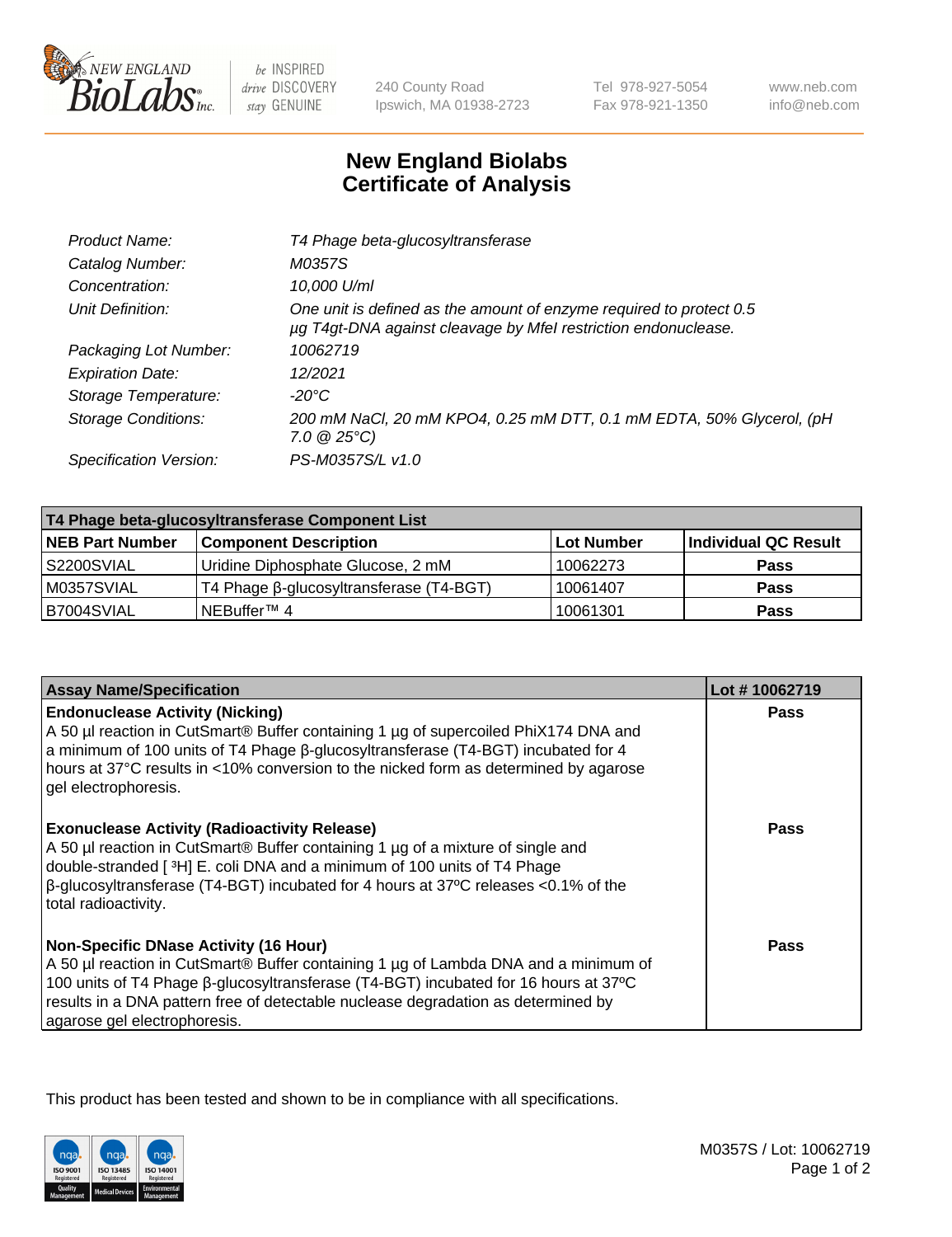# New England Biolabs Certificate of Analysis

| | |
|---|---|
| *Product Name:* | *T4 Phage beta-glucosyltransferase* |
| *Catalog Number:* | *M0357S* |
| *Concentration:* | *10,000 U/ml* |
| *Unit Definition:* | *One unit is defined as the amount of enzyme required to protect 0.5 µg T4gt-DNA against cleavage by MfeI restriction endonuclease.* |
| *Packaging Lot Number:* | *10062719* |
| *Expiration Date:* | *12/2021* |
| *Storage Temperature:* | *-20°C* |
| *Storage Conditions:* | *200 mM NaCl, 20 mM KPO4, 0.25 mM DTT, 0.1 mM EDTA, 50% Glycerol, (pH 7.0 @ 25°C)* |
| *Specification Version:* | *PS-M0357S/L v1.0* |

| T4 Phage beta-glucosyltransferase Component List | | | |
|---|---|---|---|
| **NEB Part Number** | **Component Description** | **Lot Number** | **Individual QC Result** |
| S2200SVIAL | Uridine Diphosphate Glucose, 2 mM | 10062273 | **Pass** |
| M0357SVIAL | T4 Phage β-glucosyltransferase (T4-BGT) | 10061407 | **Pass** |
| B7004SVIAL | NEBuffer™ 4 | 10061301 | **Pass** |

| Assay Name/Specification | Lot # 10062719 |
|---|---|
| **Endonuclease Activity (Nicking)** A 50 µl reaction in CutSmart® Buffer containing 1 µg of supercoiled PhiX174 DNA and a minimum of 100 units of T4 Phage β-glucosyltransferase (T4-BGT) incubated for 4 hours at 37°C results in <10% conversion to the nicked form as determined by agarose gel electrophoresis. | **Pass** |
| **Exonuclease Activity (Radioactivity Release)** A 50 µl reaction in CutSmart® Buffer containing 1 µg of a mixture of single and double-stranded [ $^3$H] E. coli DNA and a minimum of 100 units of T4 Phage β-glucosyltransferase (T4-BGT) incubated for 4 hours at 37ºC releases <0.1% of the total radioactivity. | **Pass** |
| **Non-Specific DNase Activity (16 Hour)** A 50 µl reaction in CutSmart® Buffer containing 1 µg of Lambda DNA and a minimum of 100 units of T4 Phage β-glucosyltransferase (T4-BGT) incubated for 16 hours at 37ºC results in a DNA pattern free of detectable nuclease degradation as determined by agarose gel electrophoresis. | **Pass** |

This product has been tested and shown to be in compliance with all specifications.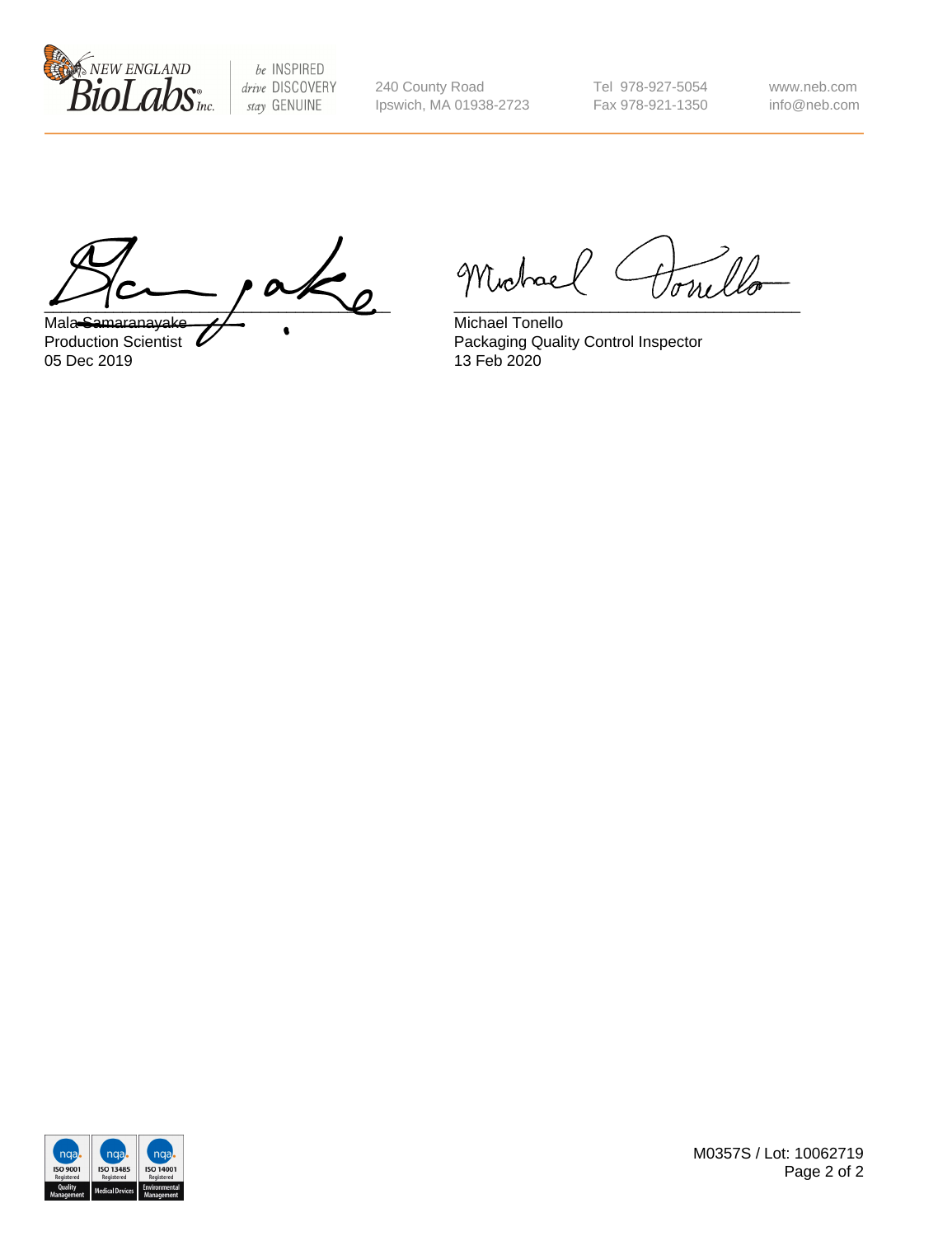Mala Samaranayake
Production Scientist
05 Dec 2019

Michael Tonello
Packaging Quality Control Inspector
13 Feb 2020

M0357S / Lot: 10062719